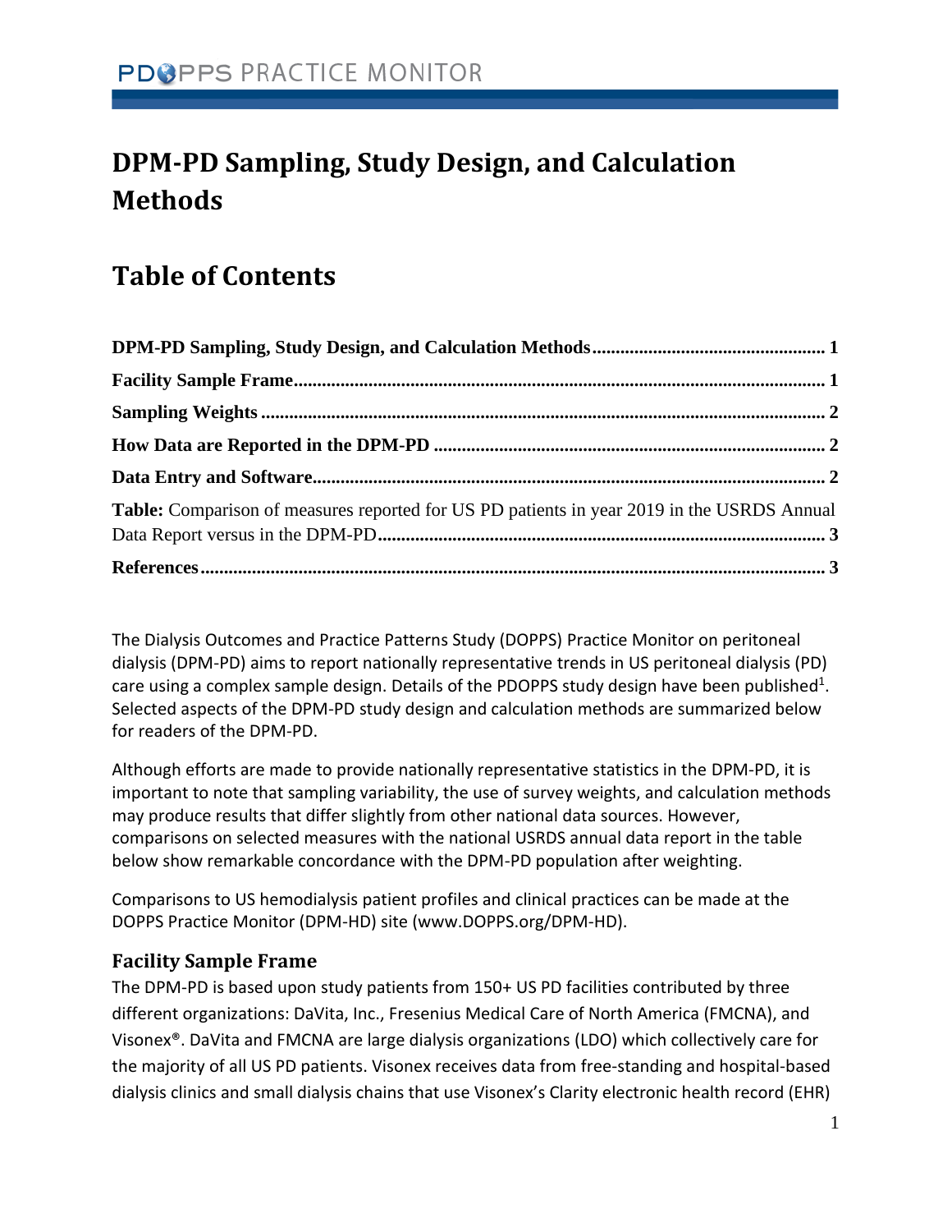# DPM-PD Sampling, Study Design, and Calculation Methods

## Table of Contents

**DPM-PD Sampling, Study Design, and Calculation Methods** ..... 1

**Facility Sample Frame** ..... 1

**Sampling Weights** ..... 2

**How Data are Reported in the DPM-PD** ..... 2

**Data Entry and Software** ..... 2

**Table:** Comparison of measures reported for US PD patients in year 2019 in the USRDS Annual Data Report versus in the DPM-PD ..... 3

**References** ..... 3

The Dialysis Outcomes and Practice Patterns Study (DOPPS) Practice Monitor on peritoneal dialysis (DPM-PD) aims to report nationally representative trends in US peritoneal dialysis (PD) care using a complex sample design. Details of the PDOPPS study design have been published[1]. Selected aspects of the DPM-PD study design and calculation methods are summarized below for readers of the DPM-PD.

Although efforts are made to provide nationally representative statistics in the DPM-PD, it is important to note that sampling variability, the use of survey weights, and calculation methods may produce results that differ slightly from other national data sources. However, comparisons on selected measures with the national USRDS annual data report in the table below show remarkable concordance with the DPM-PD population after weighting.

Comparisons to US hemodialysis patient profiles and clinical practices can be made at the DOPPS Practice Monitor (DPM-HD) site (www.DOPPS.org/DPM-HD).

### Facility Sample Frame

The DPM-PD is based upon study patients from 150+ US PD facilities contributed by three different organizations: DaVita, Inc., Fresenius Medical Care of North America (FMCNA), and Visonex®. DaVita and FMCNA are large dialysis organizations (LDO) which collectively care for the majority of all US PD patients. Visonex receives data from free-standing and hospital-based dialysis clinics and small dialysis chains that use Visonex's Clarity electronic health record (EHR)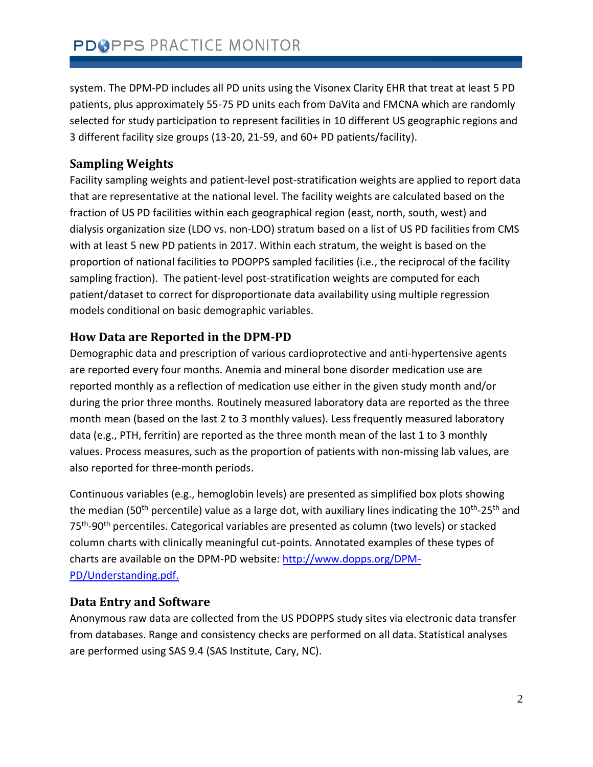system. The DPM-PD includes all PD units using the Visonex Clarity EHR that treat at least 5 PD patients, plus approximately 55-75 PD units each from DaVita and FMCNA which are randomly selected for study participation to represent facilities in 10 different US geographic regions and 3 different facility size groups (13-20, 21-59, and 60+ PD patients/facility).

## Sampling Weights

Facility sampling weights and patient-level post-stratification weights are applied to report data that are representative at the national level. The facility weights are calculated based on the fraction of US PD facilities within each geographical region (east, north, south, west) and dialysis organization size (LDO vs. non-LDO) stratum based on a list of US PD facilities from CMS with at least 5 new PD patients in 2017. Within each stratum, the weight is based on the proportion of national facilities to PDOPPS sampled facilities (i.e., the reciprocal of the facility sampling fraction). The patient-level post-stratification weights are computed for each patient/dataset to correct for disproportionate data availability using multiple regression models conditional on basic demographic variables.

## How Data are Reported in the DPM-PD

Demographic data and prescription of various cardioprotective and anti-hypertensive agents are reported every four months. Anemia and mineral bone disorder medication use are reported monthly as a reflection of medication use either in the given study month and/or during the prior three months. Routinely measured laboratory data are reported as the three month mean (based on the last 2 to 3 monthly values). Less frequently measured laboratory data (e.g., PTH, ferritin) are reported as the three month mean of the last 1 to 3 monthly values. Process measures, such as the proportion of patients with non-missing lab values, are also reported for three-month periods.

Continuous variables (e.g., hemoglobin levels) are presented as simplified box plots showing the median (50th percentile) value as a large dot, with auxiliary lines indicating the 10th-25th and 75th-90th percentiles. Categorical variables are presented as column (two levels) or stacked column charts with clinically meaningful cut-points. Annotated examples of these types of charts are available on the DPM-PD website: [http://www.dopps.org/DPM-PD/Understanding.pdf.](http://www.dopps.org/DPM-PD/Understanding.pdf)

## Data Entry and Software

Anonymous raw data are collected from the US PDOPPS study sites via electronic data transfer from databases. Range and consistency checks are performed on all data. Statistical analyses are performed using SAS 9.4 (SAS Institute, Cary, NC).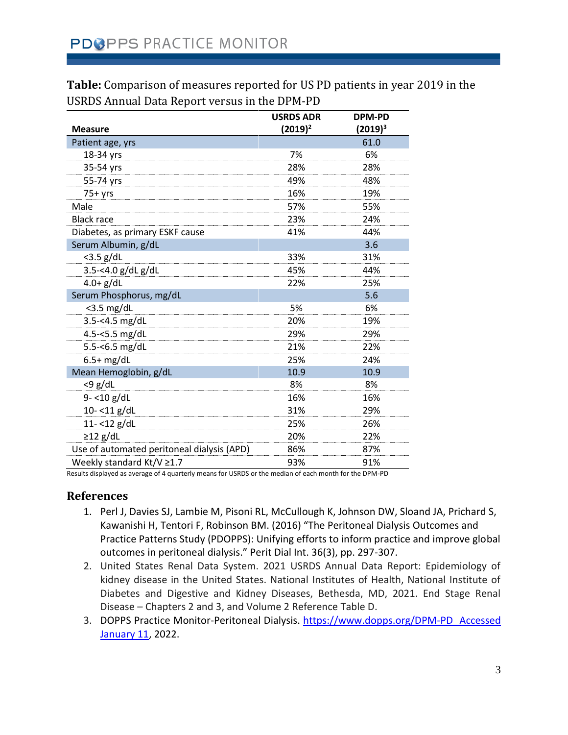**Table:** Comparison of measures reported for US PD patients in year 2019 in the USRDS Annual Data Report versus in the DPM-PD

| Measure | USRDS ADR (2019)[2] | DPM-PD (2019)[3] |
|---|---|---|
| Patient age, yrs | | 61.0 |
| 18-34 yrs | 7% | 6% |
| 35-54 yrs | 28% | 28% |
| 55-74 yrs | 49% | 48% |
| 75+ yrs | 16% | 19% |
| Male | 57% | 55% |
| Black race | 23% | 24% |
| Diabetes, as primary ESKF cause | 41% | 44% |
| Serum Albumin, g/dL | | 3.6 |
| <3.5 g/dL | 33% | 31% |
| 3.5-<4.0 g/dL g/dL | 45% | 44% |
| 4.0+ g/dL | 22% | 25% |
| Serum Phosphorus, mg/dL | | 5.6 |
| <3.5 mg/dL | 5% | 6% |
| 3.5-<4.5 mg/dL | 20% | 19% |
| 4.5-<5.5 mg/dL | 29% | 29% |
| 5.5-<6.5 mg/dL | 21% | 22% |
| 6.5+ mg/dL | 25% | 24% |
| Mean Hemoglobin, g/dL | 10.9 | 10.9 |
| <9 g/dL | 8% | 8% |
| 9- <10 g/dL | 16% | 16% |
| 10- <11 g/dL | 31% | 29% |
| 11- <12 g/dL | 25% | 26% |
| ≥12 g/dL | 20% | 22% |
| Use of automated peritoneal dialysis (APD) | 86% | 87% |
| Weekly standard Kt/V ≥1.7 | 93% | 91% |

Results displayed as average of 4 quarterly means for USRDS or the median of each month for the DPM-PD

## References

1. Perl J, Davies SJ, Lambie M, Pisoni RL, McCullough K, Johnson DW, Sloand JA, Prichard S, Kawanishi H, Tentori F, Robinson BM. (2016) "The Peritoneal Dialysis Outcomes and Practice Patterns Study (PDOPPS): Unifying efforts to inform practice and improve global outcomes in peritoneal dialysis." Perit Dial Int. 36(3), pp. 297-307.
2. United States Renal Data System. 2021 USRDS Annual Data Report: Epidemiology of kidney disease in the United States. National Institutes of Health, National Institute of Diabetes and Digestive and Kidney Diseases, Bethesda, MD, 2021. End Stage Renal Disease – Chapters 2 and 3, and Volume 2 Reference Table D.
3. DOPPS Practice Monitor-Peritoneal Dialysis. https://www.dopps.org/DPM-PD Accessed January 11, 2022.